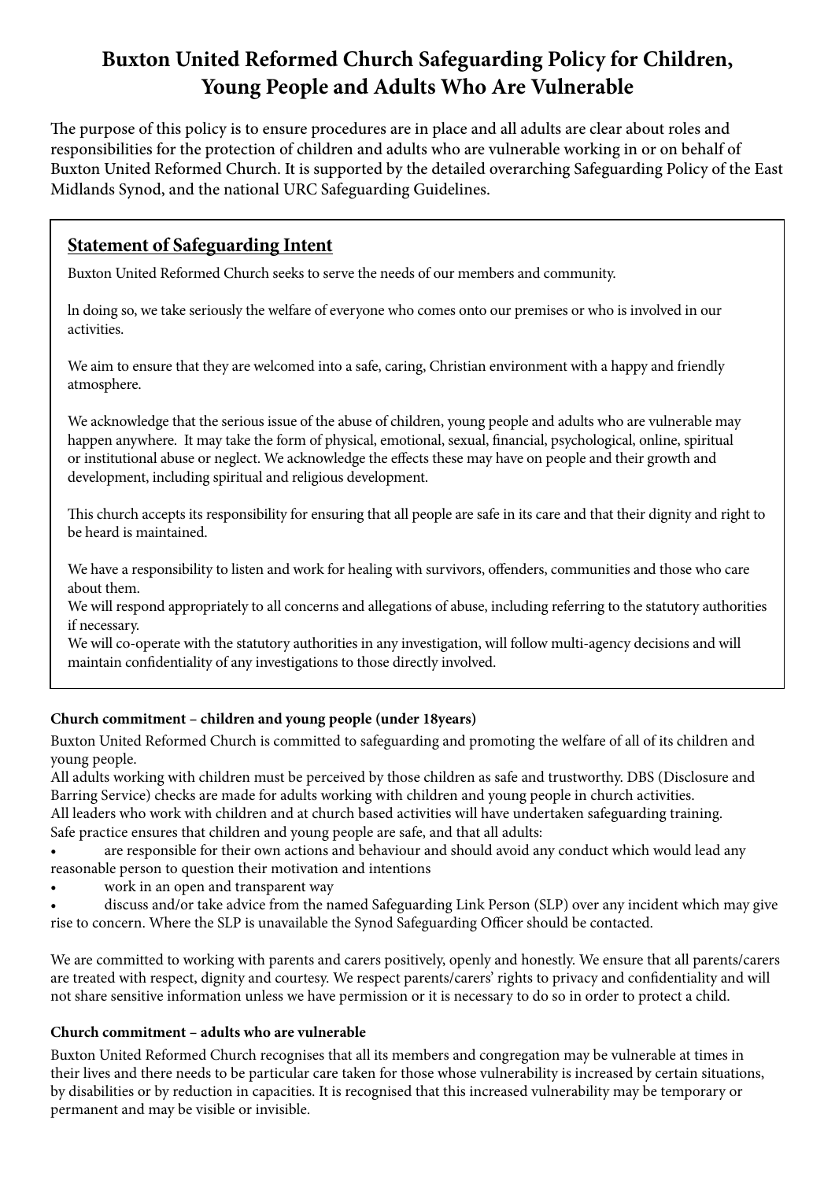# Buxton United Reformed Church Safeguarding Policy for Children, Young People and Adults Who Are Vulnerable

The purpose of this policy is to ensure procedures are in place and all adults are clear about roles and responsibilities for the protection of children and adults who are vulnerable working in or on behalf of Buxton United Reformed Church. It is supported by the detailed overarching Safeguarding Policy of the East Midlands Synod, and the national URC Safeguarding Guidelines.

## Statement of Safeguarding Intent

Buxton United Reformed Church seeks to serve the needs of our members and community.

ln doing so, we take seriously the welfare of everyone who comes onto our premises or who is involved in our activities.

We aim to ensure that they are welcomed into a safe, caring, Christian environment with a happy and friendly atmosphere.

We acknowledge that the serious issue of the abuse of children, young people and adults who are vulnerable may happen anywhere. It may take the form of physical, emotional, sexual, financial, psychological, online, spiritual or institutional abuse or neglect. We acknowledge the effects these may have on people and their growth and development, including spiritual and religious development.

This church accepts its responsibility for ensuring that all people are safe in its care and that their dignity and right to be heard is maintained.

We have a responsibility to listen and work for healing with survivors, offenders, communities and those who care about them.
We will respond appropriately to all concerns and allegations of abuse, including referring to the statutory authorities if necessary.
We will co-operate with the statutory authorities in any investigation, will follow multi-agency decisions and will maintain confidentiality of any investigations to those directly involved.

**Church commitment – children and young people (under 18years)**

Buxton United Reformed Church is committed to safeguarding and promoting the welfare of all of its children and young people.
All adults working with children must be perceived by those children as safe and trustworthy. DBS (Disclosure and Barring Service) checks are made for adults working with children and young people in church activities.
All leaders who work with children and at church based activities will have undertaken safeguarding training.
Safe practice ensures that children and young people are safe, and that all adults:

- are responsible for their own actions and behaviour and should avoid any conduct which would lead any reasonable person to question their motivation and intentions
- work in an open and transparent way
- discuss and/or take advice from the named Safeguarding Link Person (SLP) over any incident which may give rise to concern. Where the SLP is unavailable the Synod Safeguarding Officer should be contacted.

We are committed to working with parents and carers positively, openly and honestly. We ensure that all parents/carers are treated with respect, dignity and courtesy. We respect parents/carers' rights to privacy and confidentiality and will not share sensitive information unless we have permission or it is necessary to do so in order to protect a child.

**Church commitment – adults who are vulnerable**

Buxton United Reformed Church recognises that all its members and congregation may be vulnerable at times in their lives and there needs to be particular care taken for those whose vulnerability is increased by certain situations, by disabilities or by reduction in capacities. It is recognised that this increased vulnerability may be temporary or permanent and may be visible or invisible.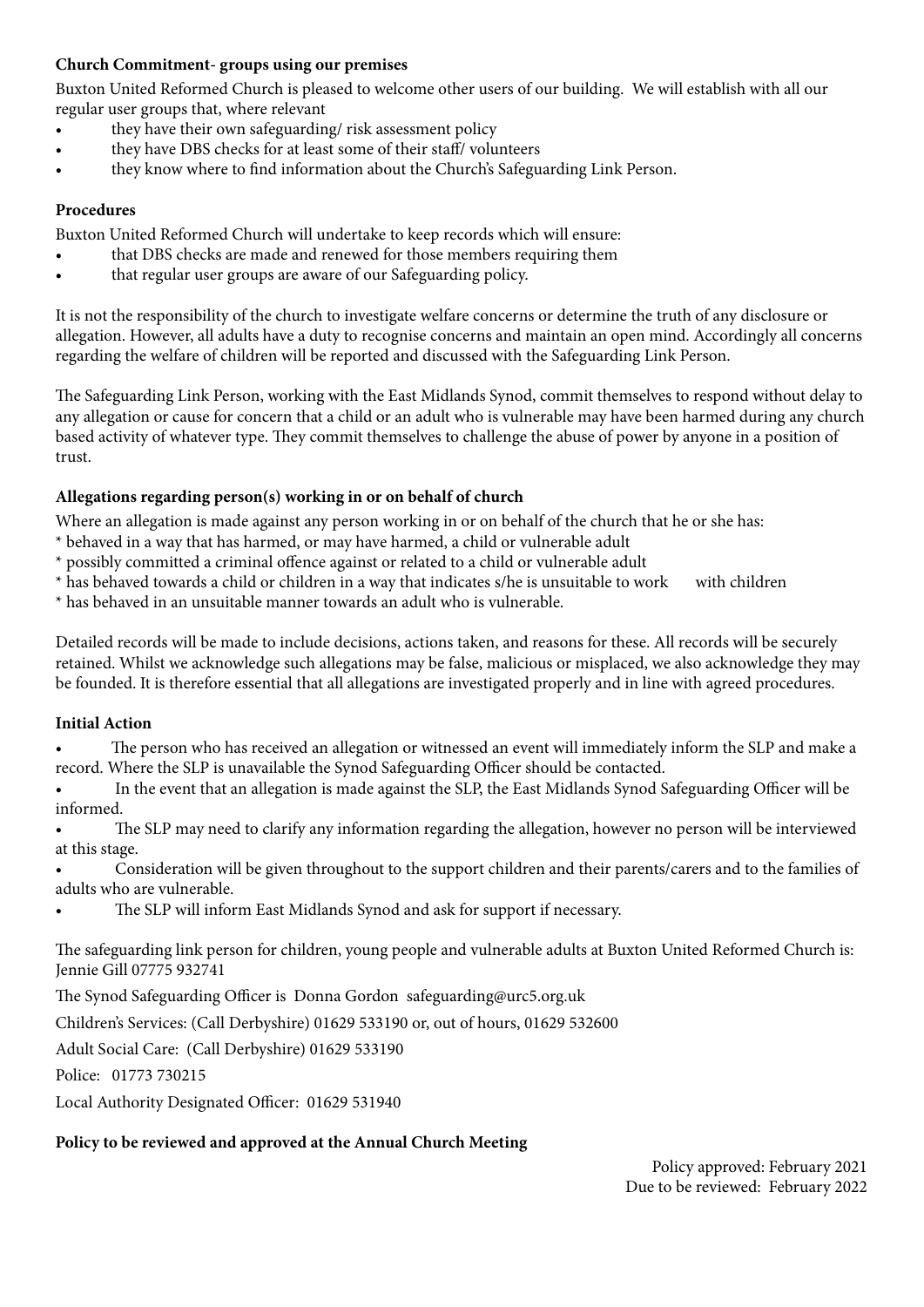**Church Commitment- groups using our premises**

Buxton United Reformed Church is pleased to welcome other users of our building. We will establish with all our regular user groups that, where relevant

- they have their own safeguarding/ risk assessment policy
- they have DBS checks for at least some of their staff/ volunteers
- they know where to find information about the Church's Safeguarding Link Person.

**Procedures**

Buxton United Reformed Church will undertake to keep records which will ensure:

- that DBS checks are made and renewed for those members requiring them
- that regular user groups are aware of our Safeguarding policy.

It is not the responsibility of the church to investigate welfare concerns or determine the truth of any disclosure or allegation. However, all adults have a duty to recognise concerns and maintain an open mind. Accordingly all concerns regarding the welfare of children will be reported and discussed with the Safeguarding Link Person.

The Safeguarding Link Person, working with the East Midlands Synod, commit themselves to respond without delay to any allegation or cause for concern that a child or an adult who is vulnerable may have been harmed during any church based activity of whatever type. They commit themselves to challenge the abuse of power by anyone in a position of trust.

**Allegations regarding person(s) working in or on behalf of church**

Where an allegation is made against any person working in or on behalf of the church that he or she has:

* behaved in a way that has harmed, or may have harmed, a child or vulnerable adult
* possibly committed a criminal offence against or related to a child or vulnerable adult
* has behaved towards a child or children in a way that indicates s/he is unsuitable to work with children
* has behaved in an unsuitable manner towards an adult who is vulnerable.

Detailed records will be made to include decisions, actions taken, and reasons for these. All records will be securely retained. Whilst we acknowledge such allegations may be false, malicious or misplaced, we also acknowledge they may be founded. It is therefore essential that all allegations are investigated properly and in line with agreed procedures.

**Initial Action**

- The person who has received an allegation or witnessed an event will immediately inform the SLP and make a record. Where the SLP is unavailable the Synod Safeguarding Officer should be contacted.
- In the event that an allegation is made against the SLP, the East Midlands Synod Safeguarding Officer will be informed.
- The SLP may need to clarify any information regarding the allegation, however no person will be interviewed at this stage.
- Consideration will be given throughout to the support children and their parents/carers and to the families of adults who are vulnerable.
- The SLP will inform East Midlands Synod and ask for support if necessary.

The safeguarding link person for children, young people and vulnerable adults at Buxton United Reformed Church is: Jennie Gill 07775 932741

The Synod Safeguarding Officer is Donna Gordon safeguarding@urc5.org.uk

Children's Services: (Call Derbyshire) 01629 533190 or, out of hours, 01629 532600

Adult Social Care: (Call Derbyshire) 01629 533190

Police: 01773 730215

Local Authority Designated Officer: 01629 531940

**Policy to be reviewed and approved at the Annual Church Meeting**

Policy approved: February 2021
Due to be reviewed: February 2022